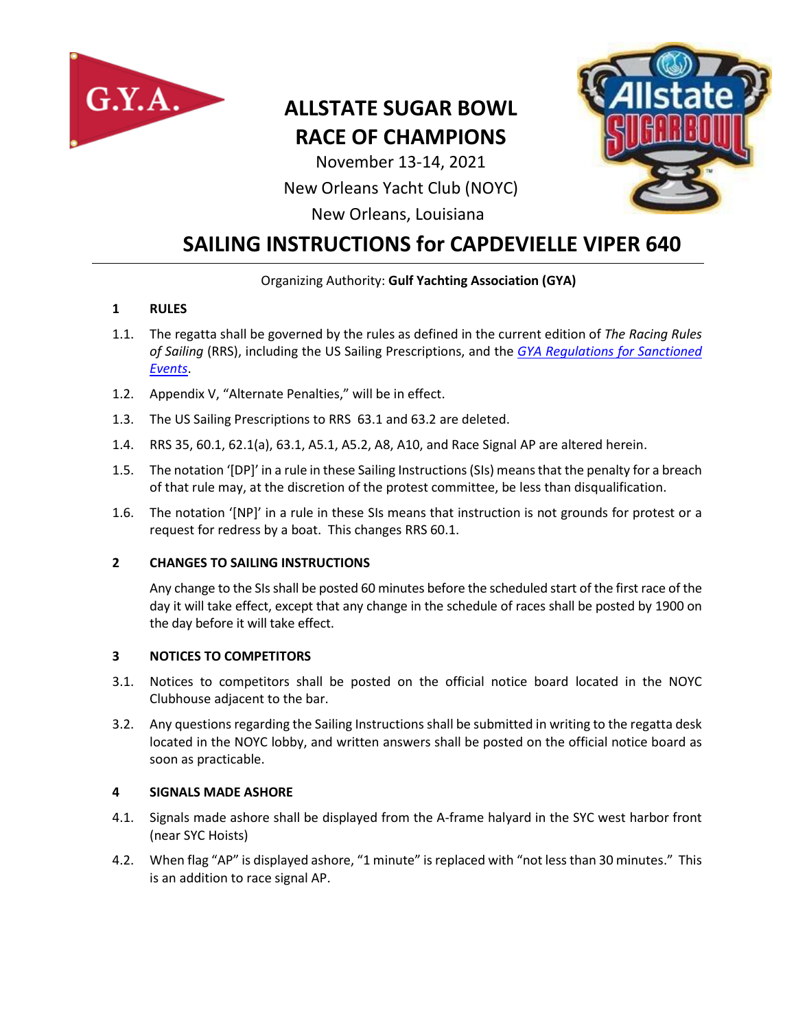# ALLSTATE SUGAR BOWL RACE OF CHAMPIONS

November 13-14, 2021
New Orleans Yacht Club (NOYC)
New Orleans, Louisiana

# SAILING INSTRUCTIONS for CAPDEVIELLE VIPER 640

Organizing Authority: **Gulf Yachting Association (GYA)**

## 1 RULES

1.1. The regatta shall be governed by the rules as defined in the current edition of *The Racing Rules of Sailing* (RRS), including the US Sailing Prescriptions, and the *GYA Regulations for Sanctioned Events*.

1.2. Appendix V, "Alternate Penalties," will be in effect.

1.3. The US Sailing Prescriptions to RRS 63.1 and 63.2 are deleted.

1.4. RRS 35, 60.1, 62.1(a), 63.1, A5.1, A5.2, A8, A10, and Race Signal AP are altered herein.

1.5. The notation '[DP]' in a rule in these Sailing Instructions (SIs) means that the penalty for a breach of that rule may, at the discretion of the protest committee, be less than disqualification.

1.6. The notation '[NP]' in a rule in these SIs means that instruction is not grounds for protest or a request for redress by a boat. This changes RRS 60.1.

## 2 CHANGES TO SAILING INSTRUCTIONS

Any change to the SIs shall be posted 60 minutes before the scheduled start of the first race of the day it will take effect, except that any change in the schedule of races shall be posted by 1900 on the day before it will take effect.

## 3 NOTICES TO COMPETITORS

3.1. Notices to competitors shall be posted on the official notice board located in the NOYC Clubhouse adjacent to the bar.

3.2. Any questions regarding the Sailing Instructions shall be submitted in writing to the regatta desk located in the NOYC lobby, and written answers shall be posted on the official notice board as soon as practicable.

## 4 SIGNALS MADE ASHORE

4.1. Signals made ashore shall be displayed from the A-frame halyard in the SYC west harbor front (near SYC Hoists)

4.2. When flag "AP" is displayed ashore, "1 minute" is replaced with "not less than 30 minutes." This is an addition to race signal AP.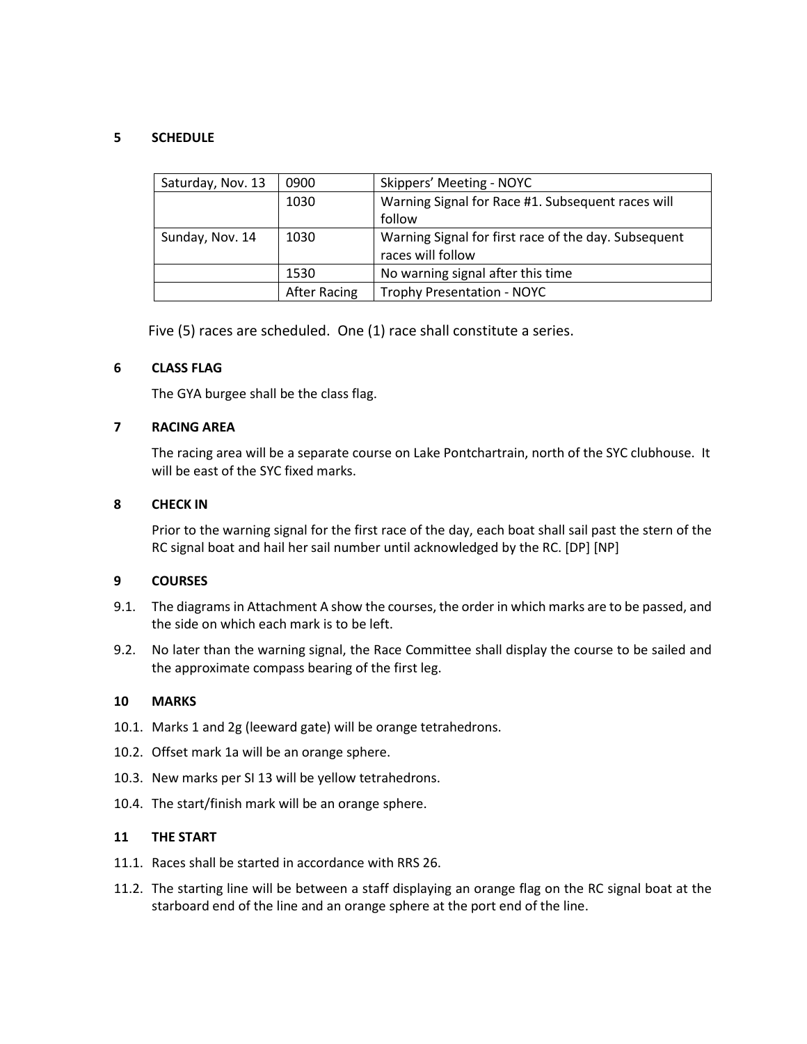## 5 SCHEDULE

| Saturday, Nov. 13 | 0900 | Skippers' Meeting - NOYC |
|---|---|---|
| | 1030 | Warning Signal for Race #1. Subsequent races will follow |
| Sunday, Nov. 14 | 1030 | Warning Signal for first race of the day. Subsequent races will follow |
| | 1530 | No warning signal after this time |
| | After Racing | Trophy Presentation - NOYC |

Five (5) races are scheduled. One (1) race shall constitute a series.

## 6 CLASS FLAG

The GYA burgee shall be the class flag.

## 7 RACING AREA

The racing area will be a separate course on Lake Pontchartrain, north of the SYC clubhouse. It will be east of the SYC fixed marks.

## 8 CHECK IN

Prior to the warning signal for the first race of the day, each boat shall sail past the stern of the RC signal boat and hail her sail number until acknowledged by the RC. [DP] [NP]

## 9 COURSES

9.1. The diagrams in Attachment A show the courses, the order in which marks are to be passed, and the side on which each mark is to be left.

9.2. No later than the warning signal, the Race Committee shall display the course to be sailed and the approximate compass bearing of the first leg.

## 10 MARKS

10.1. Marks 1 and 2g (leeward gate) will be orange tetrahedrons.

10.2. Offset mark 1a will be an orange sphere.

10.3. New marks per SI 13 will be yellow tetrahedrons.

10.4. The start/finish mark will be an orange sphere.

## 11 THE START

11.1. Races shall be started in accordance with RRS 26.

11.2. The starting line will be between a staff displaying an orange flag on the RC signal boat at the starboard end of the line and an orange sphere at the port end of the line.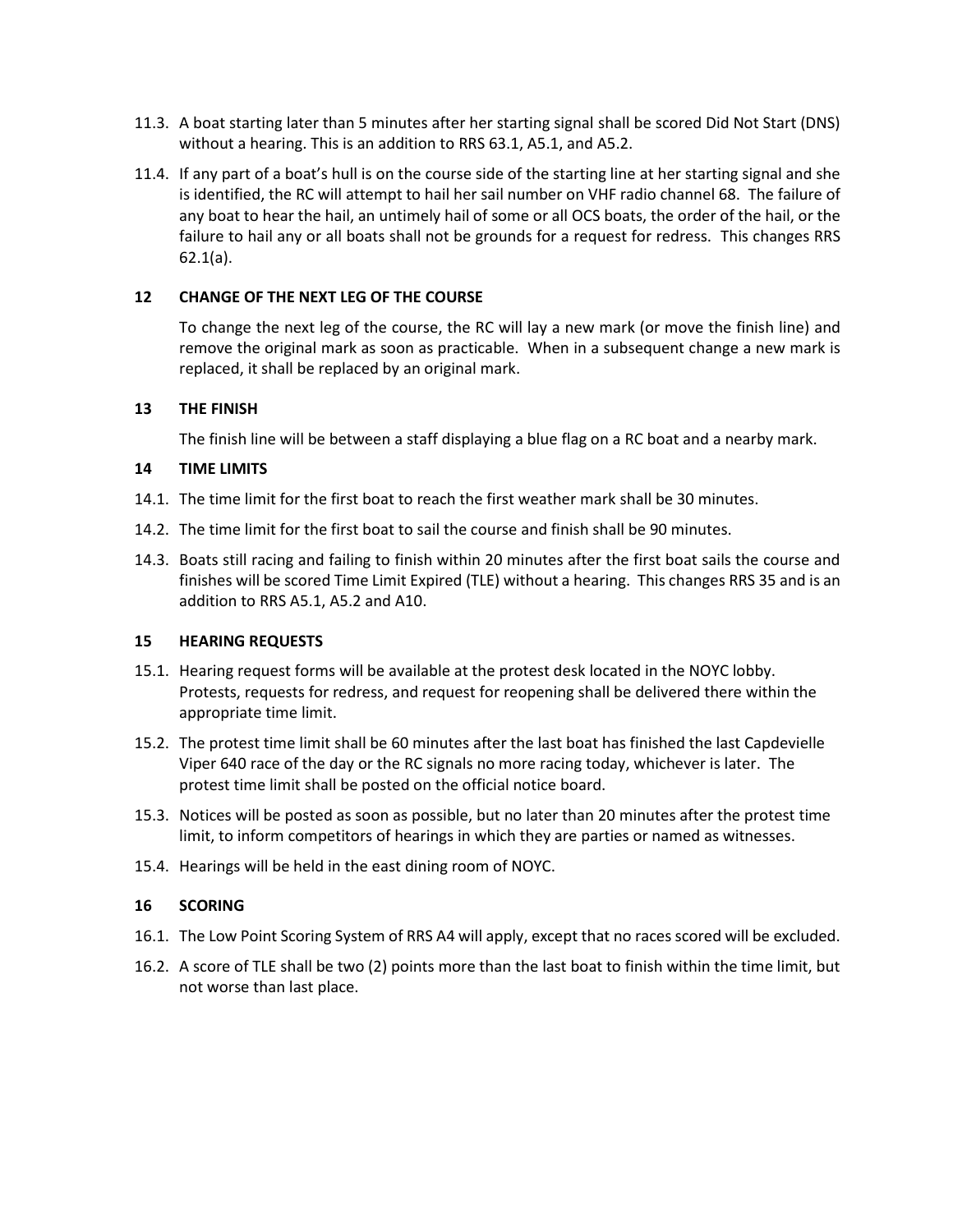11.3. A boat starting later than 5 minutes after her starting signal shall be scored Did Not Start (DNS) without a hearing. This is an addition to RRS 63.1, A5.1, and A5.2.

11.4. If any part of a boat's hull is on the course side of the starting line at her starting signal and she is identified, the RC will attempt to hail her sail number on VHF radio channel 68. The failure of any boat to hear the hail, an untimely hail of some or all OCS boats, the order of the hail, or the failure to hail any or all boats shall not be grounds for a request for redress. This changes RRS 62.1(a).

## 12 CHANGE OF THE NEXT LEG OF THE COURSE

To change the next leg of the course, the RC will lay a new mark (or move the finish line) and remove the original mark as soon as practicable. When in a subsequent change a new mark is replaced, it shall be replaced by an original mark.

## 13 THE FINISH

The finish line will be between a staff displaying a blue flag on a RC boat and a nearby mark.

## 14 TIME LIMITS

14.1. The time limit for the first boat to reach the first weather mark shall be 30 minutes.

14.2. The time limit for the first boat to sail the course and finish shall be 90 minutes.

14.3. Boats still racing and failing to finish within 20 minutes after the first boat sails the course and finishes will be scored Time Limit Expired (TLE) without a hearing. This changes RRS 35 and is an addition to RRS A5.1, A5.2 and A10.

## 15 HEARING REQUESTS

15.1. Hearing request forms will be available at the protest desk located in the NOYC lobby. Protests, requests for redress, and request for reopening shall be delivered there within the appropriate time limit.

15.2. The protest time limit shall be 60 minutes after the last boat has finished the last Capdevielle Viper 640 race of the day or the RC signals no more racing today, whichever is later. The protest time limit shall be posted on the official notice board.

15.3. Notices will be posted as soon as possible, but no later than 20 minutes after the protest time limit, to inform competitors of hearings in which they are parties or named as witnesses.

15.4. Hearings will be held in the east dining room of NOYC.

## 16 SCORING

16.1. The Low Point Scoring System of RRS A4 will apply, except that no races scored will be excluded.

16.2. A score of TLE shall be two (2) points more than the last boat to finish within the time limit, but not worse than last place.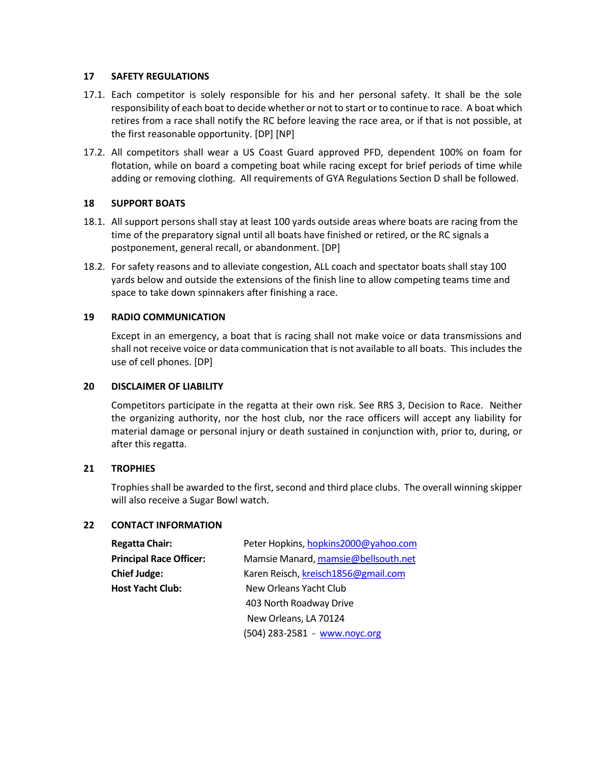## 17 SAFETY REGULATIONS

17.1. Each competitor is solely responsible for his and her personal safety. It shall be the sole responsibility of each boat to decide whether or not to start or to continue to race. A boat which retires from a race shall notify the RC before leaving the race area, or if that is not possible, at the first reasonable opportunity. [DP] [NP]

17.2. All competitors shall wear a US Coast Guard approved PFD, dependent 100% on foam for flotation, while on board a competing boat while racing except for brief periods of time while adding or removing clothing. All requirements of GYA Regulations Section D shall be followed.

## 18 SUPPORT BOATS

18.1. All support persons shall stay at least 100 yards outside areas where boats are racing from the time of the preparatory signal until all boats have finished or retired, or the RC signals a postponement, general recall, or abandonment. [DP]

18.2. For safety reasons and to alleviate congestion, ALL coach and spectator boats shall stay 100 yards below and outside the extensions of the finish line to allow competing teams time and space to take down spinnakers after finishing a race.

## 19 RADIO COMMUNICATION

Except in an emergency, a boat that is racing shall not make voice or data transmissions and shall not receive voice or data communication that is not available to all boats. This includes the use of cell phones. [DP]

## 20 DISCLAIMER OF LIABILITY

Competitors participate in the regatta at their own risk. See RRS 3, Decision to Race. Neither the organizing authority, nor the host club, nor the race officers will accept any liability for material damage or personal injury or death sustained in conjunction with, prior to, during, or after this regatta.

## 21 TROPHIES

Trophies shall be awarded to the first, second and third place clubs. The overall winning skipper will also receive a Sugar Bowl watch.

## 22 CONTACT INFORMATION

**Regatta Chair:** Peter Hopkins, hopkins2000@yahoo.com

**Principal Race Officer:** Mamsie Manard, mamsie@bellsouth.net

**Chief Judge:** Karen Reisch, kreisch1856@gmail.com

**Host Yacht Club:** New Orleans Yacht Club
403 North Roadway Drive
New Orleans, LA 70124
(504) 283-2581 - www.noyc.org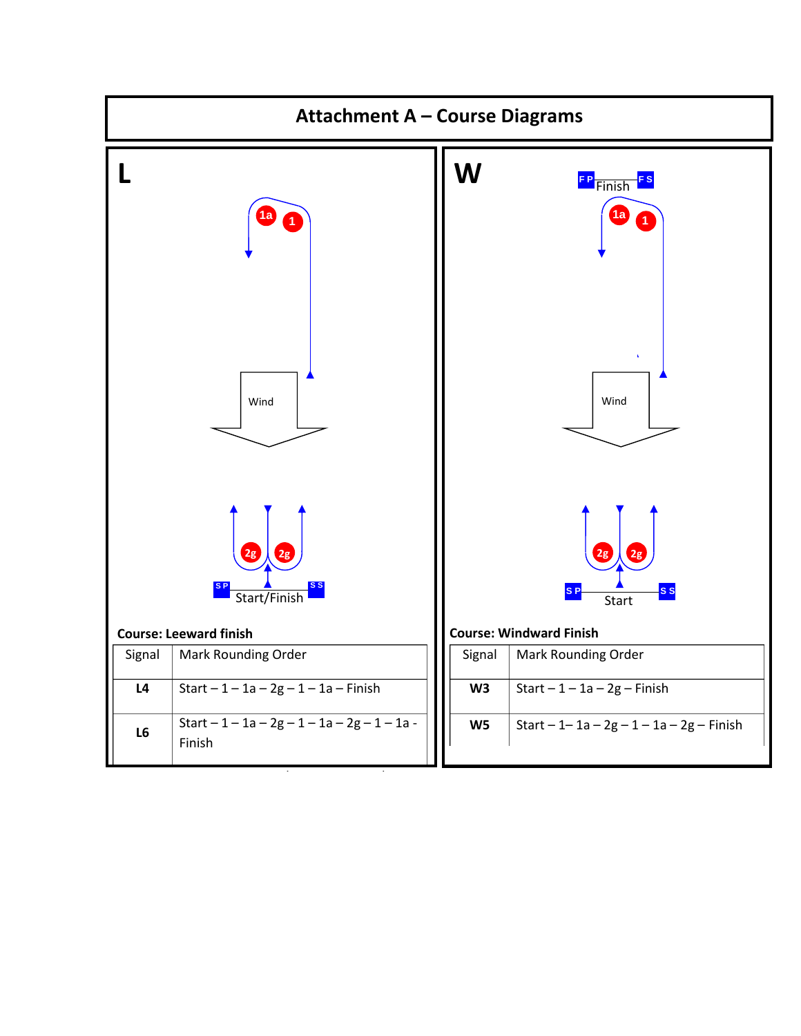# Attachment A – Course Diagrams

## L

1a 1

Wind

2g 2g

SP SS
Start/Finish

**Course: Leeward finish**

| Signal | Mark Rounding Order |
|---|---|
| **L4** | Start – 1 – 1a – 2g – 1 – 1a – Finish |
| **L6** | Start – 1 – 1a – 2g – 1 – 1a – 2g – 1 – 1a - Finish |

## W

FP Finish FS

1a 1

Wind

2g 2g

SP SS
Start

**Course: Windward Finish**

| Signal | Mark Rounding Order |
|---|---|
| **W3** | Start – 1 – 1a – 2g – Finish |
| **W5** | Start – 1– 1a – 2g – 1 – 1a – 2g – Finish |